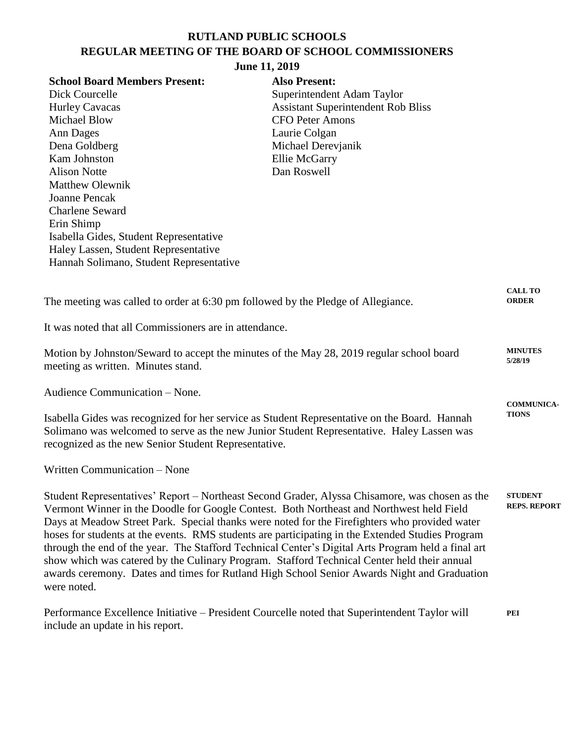# RUTLAND PUBLIC SCHOOLS
## REGULAR MEETING OF THE BOARD OF SCHOOL COMMISSIONERS
### June 11, 2019

**School Board Members Present:**
Dick Courcelle
Hurley Cavacas
Michael Blow
Ann Dages
Dena Goldberg
Kam Johnston
Alison Notte
Matthew Olewnik
Joanne Pencak
Charlene Seward
Erin Shimp
Isabella Gides, Student Representative
Haley Lassen, Student Representative
Hannah Solimano, Student Representative

**Also Present:**
Superintendent Adam Taylor
Assistant Superintendent Rob Bliss
CFO Peter Amons
Laurie Colgan
Michael Derevjanik
Ellie McGarry
Dan Roswell

**CALL TO ORDER**

The meeting was called to order at 6:30 pm followed by the Pledge of Allegiance.

It was noted that all Commissioners are in attendance.

**MINUTES 5/28/19**

Motion by Johnston/Seward to accept the minutes of the May 28, 2019 regular school board meeting as written. Minutes stand.

**COMMUNICATIONS**

Audience Communication – None.

Isabella Gides was recognized for her service as Student Representative on the Board. Hannah Solimano was welcomed to serve as the new Junior Student Representative. Haley Lassen was recognized as the new Senior Student Representative.

Written Communication – None

**STUDENT REPS. REPORT**

Student Representatives' Report – Northeast Second Grader, Alyssa Chisamore, was chosen as the Vermont Winner in the Doodle for Google Contest. Both Northeast and Northwest held Field Days at Meadow Street Park. Special thanks were noted for the Firefighters who provided water hoses for students at the events. RMS students are participating in the Extended Studies Program through the end of the year. The Stafford Technical Center's Digital Arts Program held a final art show which was catered by the Culinary Program. Stafford Technical Center held their annual awards ceremony. Dates and times for Rutland High School Senior Awards Night and Graduation were noted.

**PEI**

Performance Excellence Initiative – President Courcelle noted that Superintendent Taylor will include an update in his report.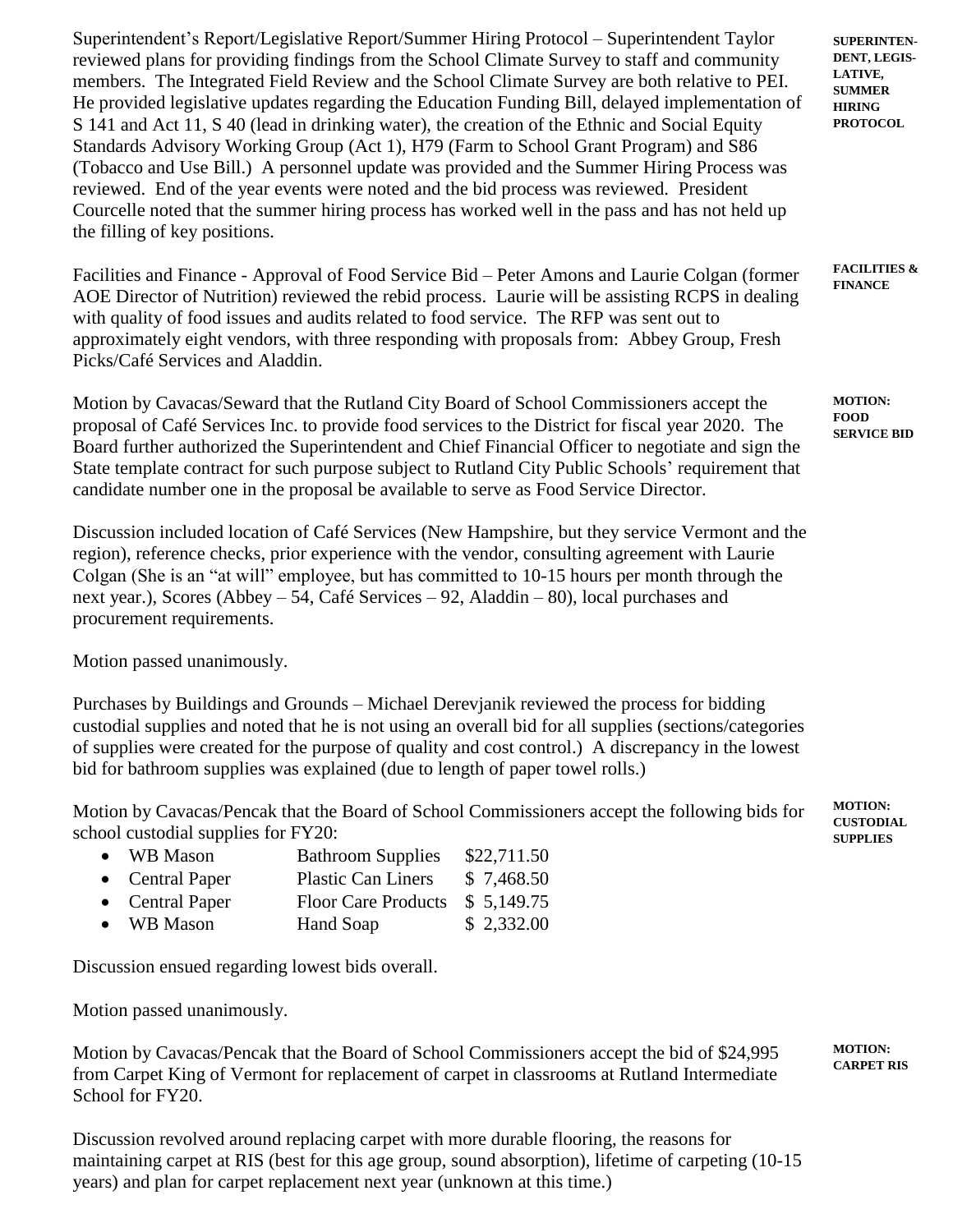Superintendent's Report/Legislative Report/Summer Hiring Protocol – Superintendent Taylor reviewed plans for providing findings from the School Climate Survey to staff and community members. The Integrated Field Review and the School Climate Survey are both relative to PEI. He provided legislative updates regarding the Education Funding Bill, delayed implementation of S 141 and Act 11, S 40 (lead in drinking water), the creation of the Ethnic and Social Equity Standards Advisory Working Group (Act 1), H79 (Farm to School Grant Program) and S86 (Tobacco and Use Bill.) A personnel update was provided and the Summer Hiring Process was reviewed. End of the year events were noted and the bid process was reviewed. President Courcelle noted that the summer hiring process has worked well in the pass and has not held up the filling of key positions.

**SUPERINTENDENT, LEGISLATIVE, SUMMER HIRING PROTOCOL**

Facilities and Finance - Approval of Food Service Bid – Peter Amons and Laurie Colgan (former AOE Director of Nutrition) reviewed the rebid process. Laurie will be assisting RCPS in dealing with quality of food issues and audits related to food service. The RFP was sent out to approximately eight vendors, with three responding with proposals from: Abbey Group, Fresh Picks/Café Services and Aladdin.

**FACILITIES & FINANCE**

Motion by Cavacas/Seward that the Rutland City Board of School Commissioners accept the proposal of Café Services Inc. to provide food services to the District for fiscal year 2020. The Board further authorized the Superintendent and Chief Financial Officer to negotiate and sign the State template contract for such purpose subject to Rutland City Public Schools' requirement that candidate number one in the proposal be available to serve as Food Service Director.

**MOTION: FOOD SERVICE BID**

Discussion included location of Café Services (New Hampshire, but they service Vermont and the region), reference checks, prior experience with the vendor, consulting agreement with Laurie Colgan (She is an "at will" employee, but has committed to 10-15 hours per month through the next year.), Scores (Abbey – 54, Café Services – 92, Aladdin – 80), local purchases and procurement requirements.

Motion passed unanimously.

Purchases by Buildings and Grounds – Michael Derevjanik reviewed the process for bidding custodial supplies and noted that he is not using an overall bid for all supplies (sections/categories of supplies were created for the purpose of quality and cost control.) A discrepancy in the lowest bid for bathroom supplies was explained (due to length of paper towel rolls.)

Motion by Cavacas/Pencak that the Board of School Commissioners accept the following bids for school custodial supplies for FY20:

**MOTION: CUSTODIAL SUPPLIES**

- WB Mason — Bathroom Supplies — $22,711.50
- Central Paper — Plastic Can Liners — $ 7,468.50
- Central Paper — Floor Care Products — $ 5,149.75
- WB Mason — Hand Soap — $ 2,332.00

Discussion ensued regarding lowest bids overall.

Motion passed unanimously.

Motion by Cavacas/Pencak that the Board of School Commissioners accept the bid of $24,995 from Carpet King of Vermont for replacement of carpet in classrooms at Rutland Intermediate School for FY20.

**MOTION: CARPET RIS**

Discussion revolved around replacing carpet with more durable flooring, the reasons for maintaining carpet at RIS (best for this age group, sound absorption), lifetime of carpeting (10-15 years) and plan for carpet replacement next year (unknown at this time.)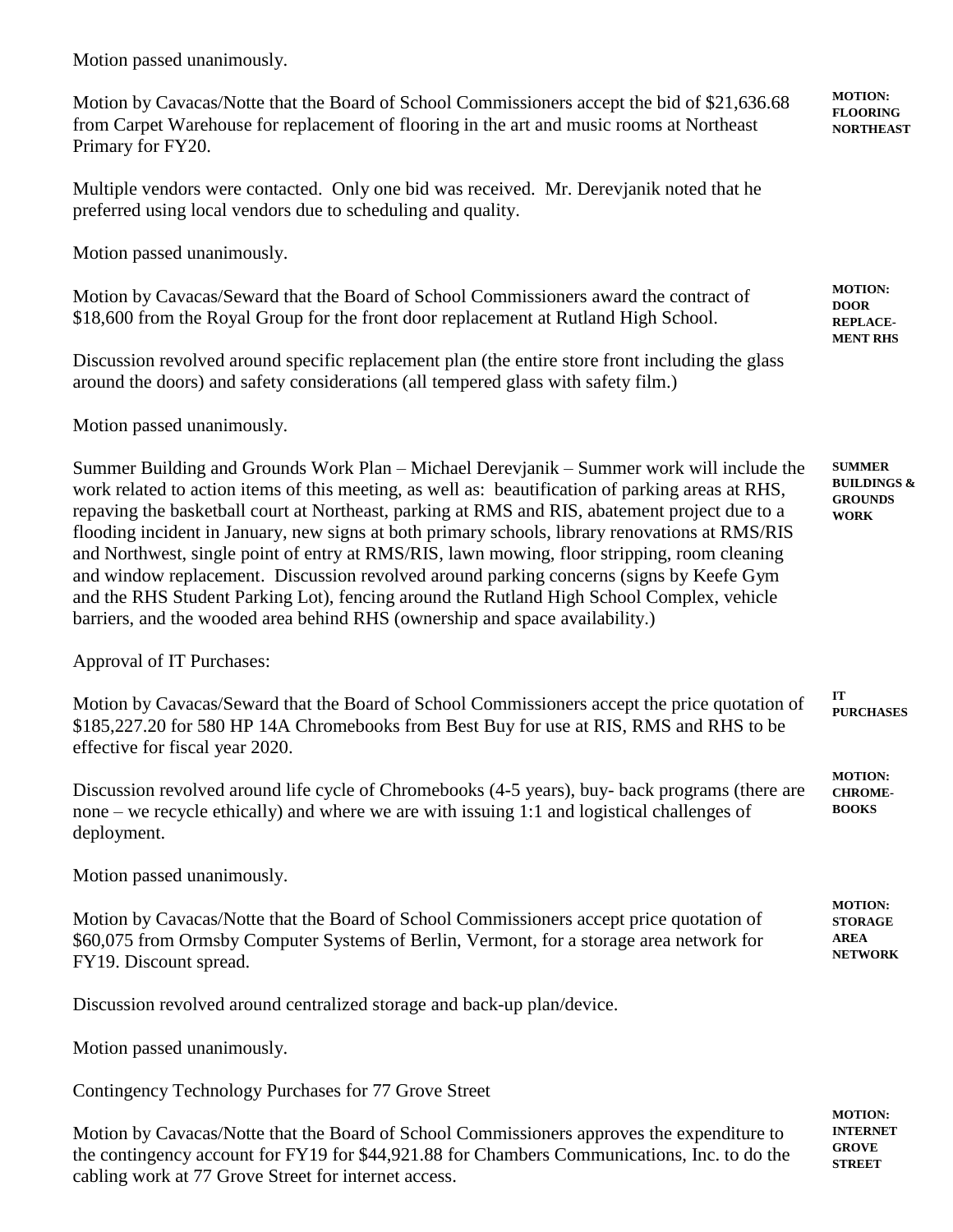Motion passed unanimously.

**MOTION: FLOORING NORTHEAST**

Motion by Cavacas/Notte that the Board of School Commissioners accept the bid of $21,636.68 from Carpet Warehouse for replacement of flooring in the art and music rooms at Northeast Primary for FY20.

Multiple vendors were contacted. Only one bid was received. Mr. Derevjanik noted that he preferred using local vendors due to scheduling and quality.

Motion passed unanimously.

**MOTION: DOOR REPLACE-MENT RHS**

Motion by Cavacas/Seward that the Board of School Commissioners award the contract of $18,600 from the Royal Group for the front door replacement at Rutland High School.

Discussion revolved around specific replacement plan (the entire store front including the glass around the doors) and safety considerations (all tempered glass with safety film.)

Motion passed unanimously.

**SUMMER BUILDINGS & GROUNDS WORK**

Summer Building and Grounds Work Plan – Michael Derevjanik – Summer work will include the work related to action items of this meeting, as well as: beautification of parking areas at RHS, repaving the basketball court at Northeast, parking at RMS and RIS, abatement project due to a flooding incident in January, new signs at both primary schools, library renovations at RMS/RIS and Northwest, single point of entry at RMS/RIS, lawn mowing, floor stripping, room cleaning and window replacement. Discussion revolved around parking concerns (signs by Keefe Gym and the RHS Student Parking Lot), fencing around the Rutland High School Complex, vehicle barriers, and the wooded area behind RHS (ownership and space availability.)

**IT PURCHASES**

Approval of IT Purchases:

**MOTION: CHROME-BOOKS**

Motion by Cavacas/Seward that the Board of School Commissioners accept the price quotation of $185,227.20 for 580 HP 14A Chromebooks from Best Buy for use at RIS, RMS and RHS to be effective for fiscal year 2020.

Discussion revolved around life cycle of Chromebooks (4-5 years), buy- back programs (there are none – we recycle ethically) and where we are with issuing 1:1 and logistical challenges of deployment.

Motion passed unanimously.

**MOTION: STORAGE AREA NETWORK**

Motion by Cavacas/Notte that the Board of School Commissioners accept price quotation of $60,075 from Ormsby Computer Systems of Berlin, Vermont, for a storage area network for FY19. Discount spread.

Discussion revolved around centralized storage and back-up plan/device.

Motion passed unanimously.

Contingency Technology Purchases for 77 Grove Street

**MOTION: INTERNET GROVE STREET**

Motion by Cavacas/Notte that the Board of School Commissioners approves the expenditure to the contingency account for FY19 for $44,921.88 for Chambers Communications, Inc. to do the cabling work at 77 Grove Street for internet access.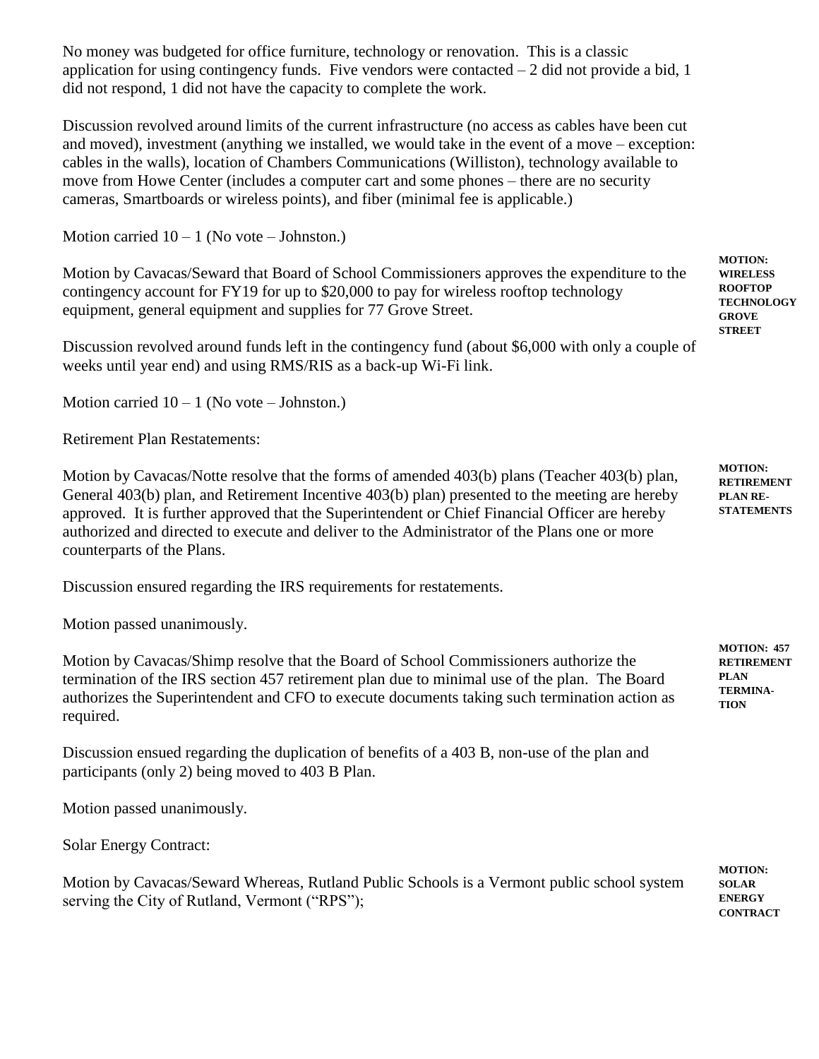No money was budgeted for office furniture, technology or renovation. This is a classic application for using contingency funds. Five vendors were contacted – 2 did not provide a bid, 1 did not respond, 1 did not have the capacity to complete the work.

Discussion revolved around limits of the current infrastructure (no access as cables have been cut and moved), investment (anything we installed, we would take in the event of a move – exception: cables in the walls), location of Chambers Communications (Williston), technology available to move from Howe Center (includes a computer cart and some phones – there are no security cameras, Smartboards or wireless points), and fiber (minimal fee is applicable.)

Motion carried 10 – 1 (No vote – Johnston.)

**MOTION: WIRELESS ROOFTOP TECHNOLOGY GROVE STREET**

Motion by Cavacas/Seward that Board of School Commissioners approves the expenditure to the contingency account for FY19 for up to $20,000 to pay for wireless rooftop technology equipment, general equipment and supplies for 77 Grove Street.

Discussion revolved around funds left in the contingency fund (about $6,000 with only a couple of weeks until year end) and using RMS/RIS as a back-up Wi-Fi link.

Motion carried 10 – 1 (No vote – Johnston.)

Retirement Plan Restatements:

**MOTION: RETIREMENT PLAN RE-STATEMENTS**

Motion by Cavacas/Notte resolve that the forms of amended 403(b) plans (Teacher 403(b) plan, General 403(b) plan, and Retirement Incentive 403(b) plan) presented to the meeting are hereby approved. It is further approved that the Superintendent or Chief Financial Officer are hereby authorized and directed to execute and deliver to the Administrator of the Plans one or more counterparts of the Plans.

Discussion ensured regarding the IRS requirements for restatements.

Motion passed unanimously.

**MOTION: 457 RETIREMENT PLAN TERMINA-TION**

Motion by Cavacas/Shimp resolve that the Board of School Commissioners authorize the termination of the IRS section 457 retirement plan due to minimal use of the plan. The Board authorizes the Superintendent and CFO to execute documents taking such termination action as required.

Discussion ensued regarding the duplication of benefits of a 403 B, non-use of the plan and participants (only 2) being moved to 403 B Plan.

Motion passed unanimously.

Solar Energy Contract:

**MOTION: SOLAR ENERGY CONTRACT**

Motion by Cavacas/Seward Whereas, Rutland Public Schools is a Vermont public school system serving the City of Rutland, Vermont ("RPS");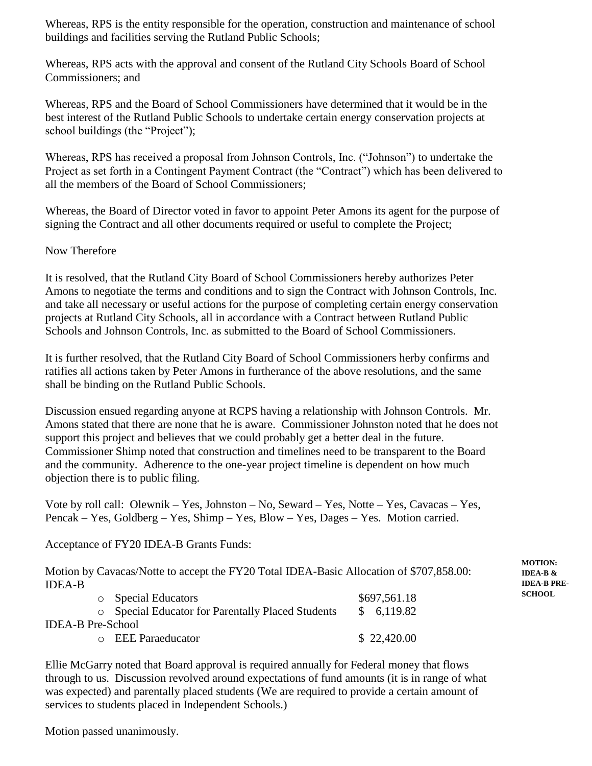Whereas, RPS is the entity responsible for the operation, construction and maintenance of school buildings and facilities serving the Rutland Public Schools;

Whereas, RPS acts with the approval and consent of the Rutland City Schools Board of School Commissioners; and

Whereas, RPS and the Board of School Commissioners have determined that it would be in the best interest of the Rutland Public Schools to undertake certain energy conservation projects at school buildings (the "Project");

Whereas, RPS has received a proposal from Johnson Controls, Inc. ("Johnson") to undertake the Project as set forth in a Contingent Payment Contract (the "Contract") which has been delivered to all the members of the Board of School Commissioners;

Whereas, the Board of Director voted in favor to appoint Peter Amons its agent for the purpose of signing the Contract and all other documents required or useful to complete the Project;

Now Therefore

It is resolved, that the Rutland City Board of School Commissioners hereby authorizes Peter Amons to negotiate the terms and conditions and to sign the Contract with Johnson Controls, Inc. and take all necessary or useful actions for the purpose of completing certain energy conservation projects at Rutland City Schools, all in accordance with a Contract between Rutland Public Schools and Johnson Controls, Inc. as submitted to the Board of School Commissioners.

It is further resolved, that the Rutland City Board of School Commissioners herby confirms and ratifies all actions taken by Peter Amons in furtherance of the above resolutions, and the same shall be binding on the Rutland Public Schools.

Discussion ensued regarding anyone at RCPS having a relationship with Johnson Controls. Mr. Amons stated that there are none that he is aware. Commissioner Johnston noted that he does not support this project and believes that we could probably get a better deal in the future. Commissioner Shimp noted that construction and timelines need to be transparent to the Board and the community. Adherence to the one-year project timeline is dependent on how much objection there is to public filing.

Vote by roll call: Olewnik – Yes, Johnston – No, Seward – Yes, Notte – Yes, Cavacas – Yes, Pencak – Yes, Goldberg – Yes, Shimp – Yes, Blow – Yes, Dages – Yes. Motion carried.

Acceptance of FY20 IDEA-B Grants Funds:

**MOTION: IDEA-B & IDEA-B PRE-SCHOOL**

Motion by Cavacas/Notte to accept the FY20 Total IDEA-Basic Allocation of $707,858.00:
IDEA-B

- Special Educators $697,561.18
- Special Educator for Parentally Placed Students $ 6,119.82

IDEA-B Pre-School

- EEE Paraeducator $ 22,420.00

Ellie McGarry noted that Board approval is required annually for Federal money that flows through to us. Discussion revolved around expectations of fund amounts (it is in range of what was expected) and parentally placed students (We are required to provide a certain amount of services to students placed in Independent Schools.)

Motion passed unanimously.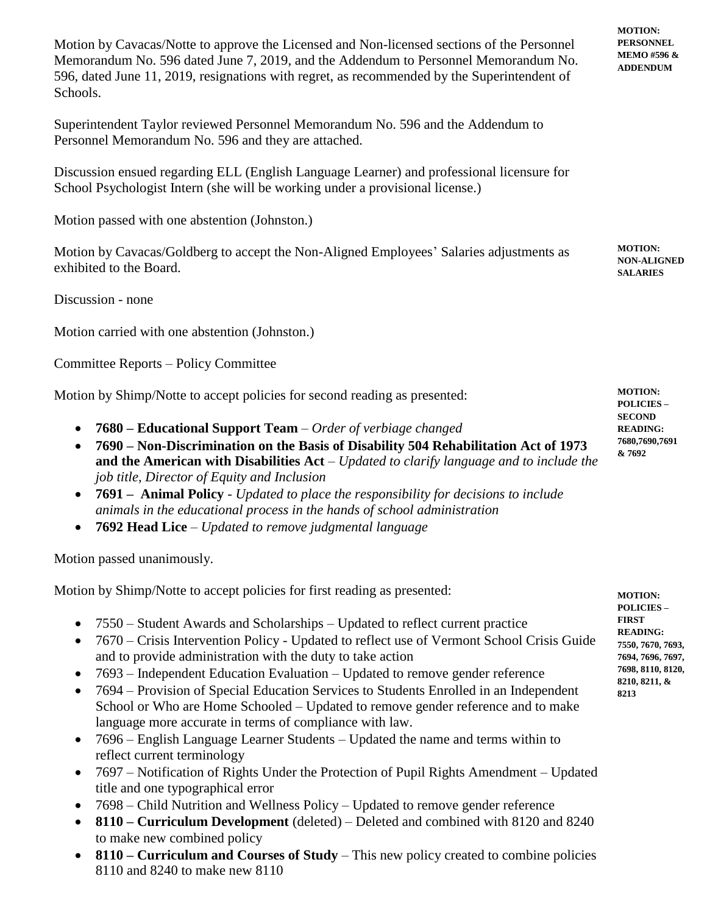**MOTION: PERSONNEL MEMO #596 & ADDENDUM**

Motion by Cavacas/Notte to approve the Licensed and Non-licensed sections of the Personnel Memorandum No. 596 dated June 7, 2019, and the Addendum to Personnel Memorandum No. 596, dated June 11, 2019, resignations with regret, as recommended by the Superintendent of Schools.

Superintendent Taylor reviewed Personnel Memorandum No. 596 and the Addendum to Personnel Memorandum No. 596 and they are attached.

Discussion ensued regarding ELL (English Language Learner) and professional licensure for School Psychologist Intern (she will be working under a provisional license.)

Motion passed with one abstention (Johnston.)

**MOTION: NON-ALIGNED SALARIES**

Motion by Cavacas/Goldberg to accept the Non-Aligned Employees' Salaries adjustments as exhibited to the Board.

Discussion - none

Motion carried with one abstention (Johnston.)

Committee Reports – Policy Committee

**MOTION: POLICIES – SECOND READING: 7680,7690,7691 & 7692**

Motion by Shimp/Notte to accept policies for second reading as presented:

- **7680 – Educational Support Team** – *Order of verbiage changed*
- **7690 – Non-Discrimination on the Basis of Disability 504 Rehabilitation Act of 1973 and the American with Disabilities Act** – *Updated to clarify language and to include the job title, Director of Equity and Inclusion*
- **7691 – Animal Policy** - *Updated to place the responsibility for decisions to include animals in the educational process in the hands of school administration*
- **7692 Head Lice** – *Updated to remove judgmental language*

Motion passed unanimously.

**MOTION: POLICIES – FIRST READING: 7550, 7670, 7693, 7694, 7696, 7697, 7698, 8110, 8120, 8210, 8211, & 8213**

Motion by Shimp/Notte to accept policies for first reading as presented:

- 7550 – Student Awards and Scholarships – Updated to reflect current practice
- 7670 – Crisis Intervention Policy - Updated to reflect use of Vermont School Crisis Guide and to provide administration with the duty to take action
- 7693 – Independent Education Evaluation – Updated to remove gender reference
- 7694 – Provision of Special Education Services to Students Enrolled in an Independent School or Who are Home Schooled – Updated to remove gender reference and to make language more accurate in terms of compliance with law.
- 7696 – English Language Learner Students – Updated the name and terms within to reflect current terminology
- 7697 – Notification of Rights Under the Protection of Pupil Rights Amendment – Updated title and one typographical error
- 7698 – Child Nutrition and Wellness Policy – Updated to remove gender reference
- **8110 – Curriculum Development** (deleted) – Deleted and combined with 8120 and 8240 to make new combined policy
- **8110 – Curriculum and Courses of Study** – This new policy created to combine policies 8110 and 8240 to make new 8110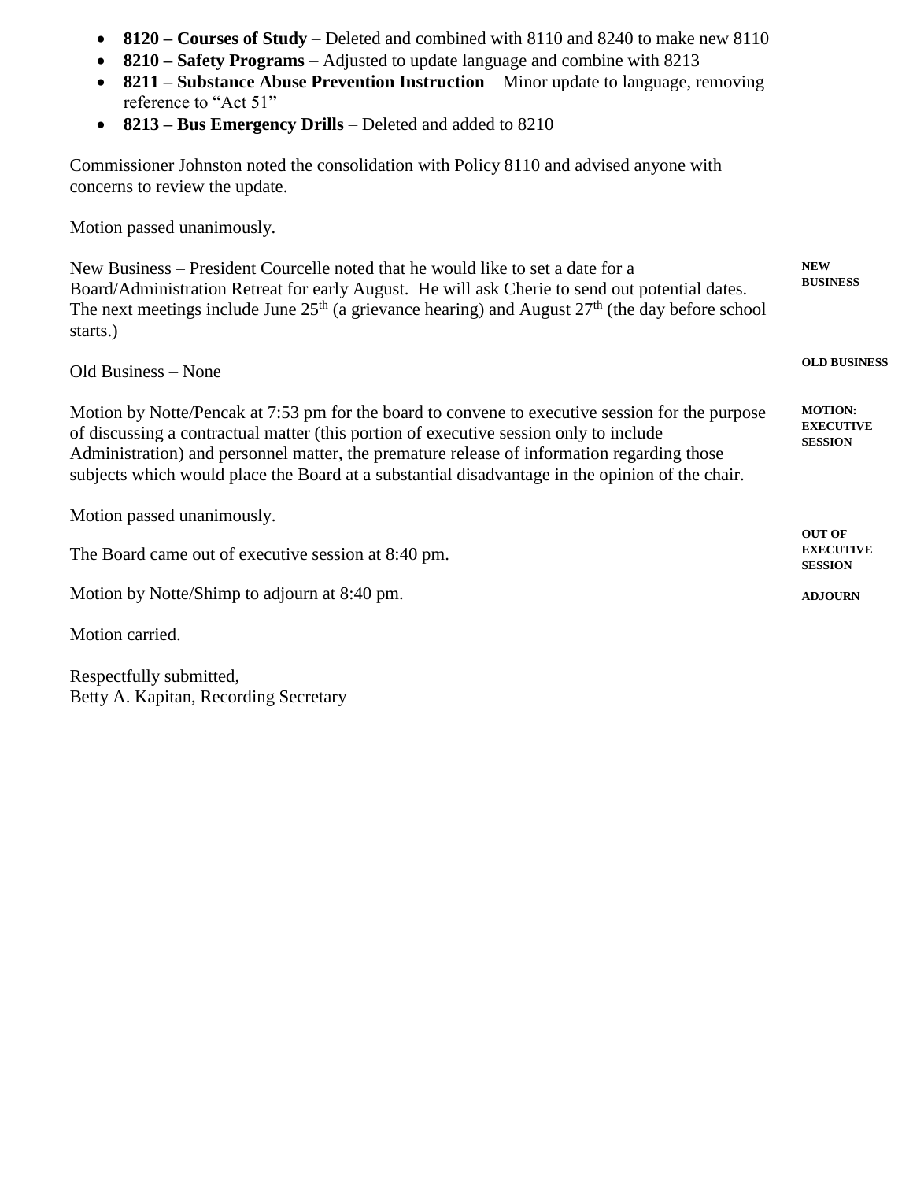- **8120 – Courses of Study** – Deleted and combined with 8110 and 8240 to make new 8110
- **8210 – Safety Programs** – Adjusted to update language and combine with 8213
- **8211 – Substance Abuse Prevention Instruction** – Minor update to language, removing reference to "Act 51"
- **8213 – Bus Emergency Drills** – Deleted and added to 8210

Commissioner Johnston noted the consolidation with Policy 8110 and advised anyone with concerns to review the update.

Motion passed unanimously.

**NEW BUSINESS**

New Business – President Courcelle noted that he would like to set a date for a Board/Administration Retreat for early August. He will ask Cherie to send out potential dates. The next meetings include June 25th (a grievance hearing) and August 27th (the day before school starts.)

**OLD BUSINESS**

Old Business – None

**MOTION: EXECUTIVE SESSION**

Motion by Notte/Pencak at 7:53 pm for the board to convene to executive session for the purpose of discussing a contractual matter (this portion of executive session only to include Administration) and personnel matter, the premature release of information regarding those subjects which would place the Board at a substantial disadvantage in the opinion of the chair.

Motion passed unanimously.

**OUT OF EXECUTIVE SESSION**

The Board came out of executive session at 8:40 pm.

**ADJOURN**

Motion by Notte/Shimp to adjourn at 8:40 pm.

Motion carried.

Respectfully submitted,
Betty A. Kapitan, Recording Secretary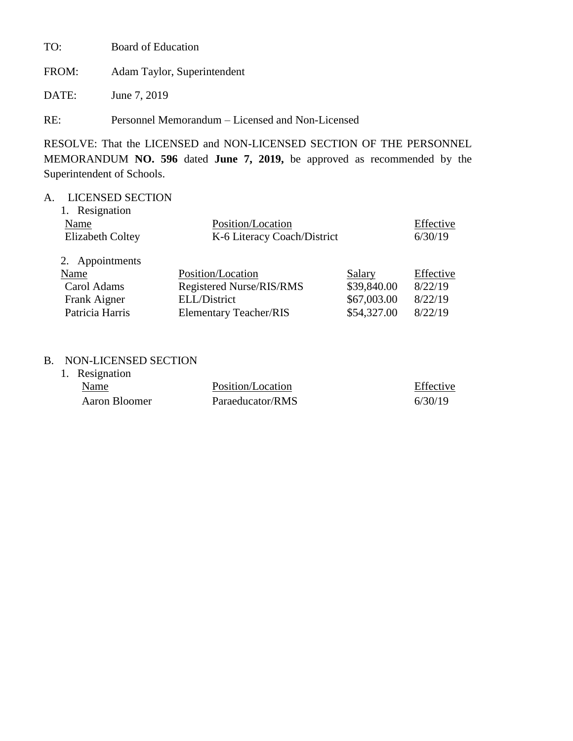TO: Board of Education

FROM: Adam Taylor, Superintendent

DATE: June 7, 2019

RE: Personnel Memorandum – Licensed and Non-Licensed

RESOLVE: That the LICENSED and NON-LICENSED SECTION OF THE PERSONNEL MEMORANDUM **NO. 596** dated **June 7, 2019,** be approved as recommended by the Superintendent of Schools.

A. LICENSED SECTION

1. Resignation

| Name | Position/Location | Effective |
|---|---|---|
| Elizabeth Coltey | K-6 Literacy Coach/District | 6/30/19 |

2. Appointments

| Name | Position/Location | Salary | Effective |
|---|---|---|---|
| Carol Adams | Registered Nurse/RIS/RMS | $39,840.00 | 8/22/19 |
| Frank Aigner | ELL/District | $67,003.00 | 8/22/19 |
| Patricia Harris | Elementary Teacher/RIS | $54,327.00 | 8/22/19 |

B. NON-LICENSED SECTION

1. Resignation

| Name | Position/Location | Effective |
|---|---|---|
| Aaron Bloomer | Paraeducator/RMS | 6/30/19 |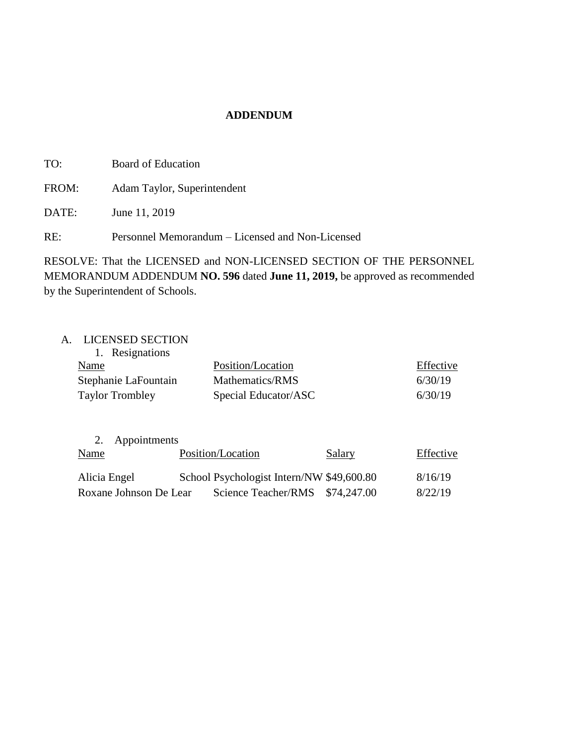**ADDENDUM**

TO: Board of Education

FROM: Adam Taylor, Superintendent

DATE: June 11, 2019

RE: Personnel Memorandum – Licensed and Non-Licensed

RESOLVE: That the LICENSED and NON-LICENSED SECTION OF THE PERSONNEL MEMORANDUM ADDENDUM **NO. 596** dated **June 11, 2019,** be approved as recommended by the Superintendent of Schools.

A. LICENSED SECTION

1. Resignations

| Name | Position/Location | Effective |
|---|---|---|
| Stephanie LaFountain | Mathematics/RMS | 6/30/19 |
| Taylor Trombley | Special Educator/ASC | 6/30/19 |

2. Appointments

| Name | Position/Location | Salary | Effective |
|---|---|---|---|
| Alicia Engel | School Psychologist Intern/NW | $49,600.80 | 8/16/19 |
| Roxane Johnson De Lear | Science Teacher/RMS | $74,247.00 | 8/22/19 |